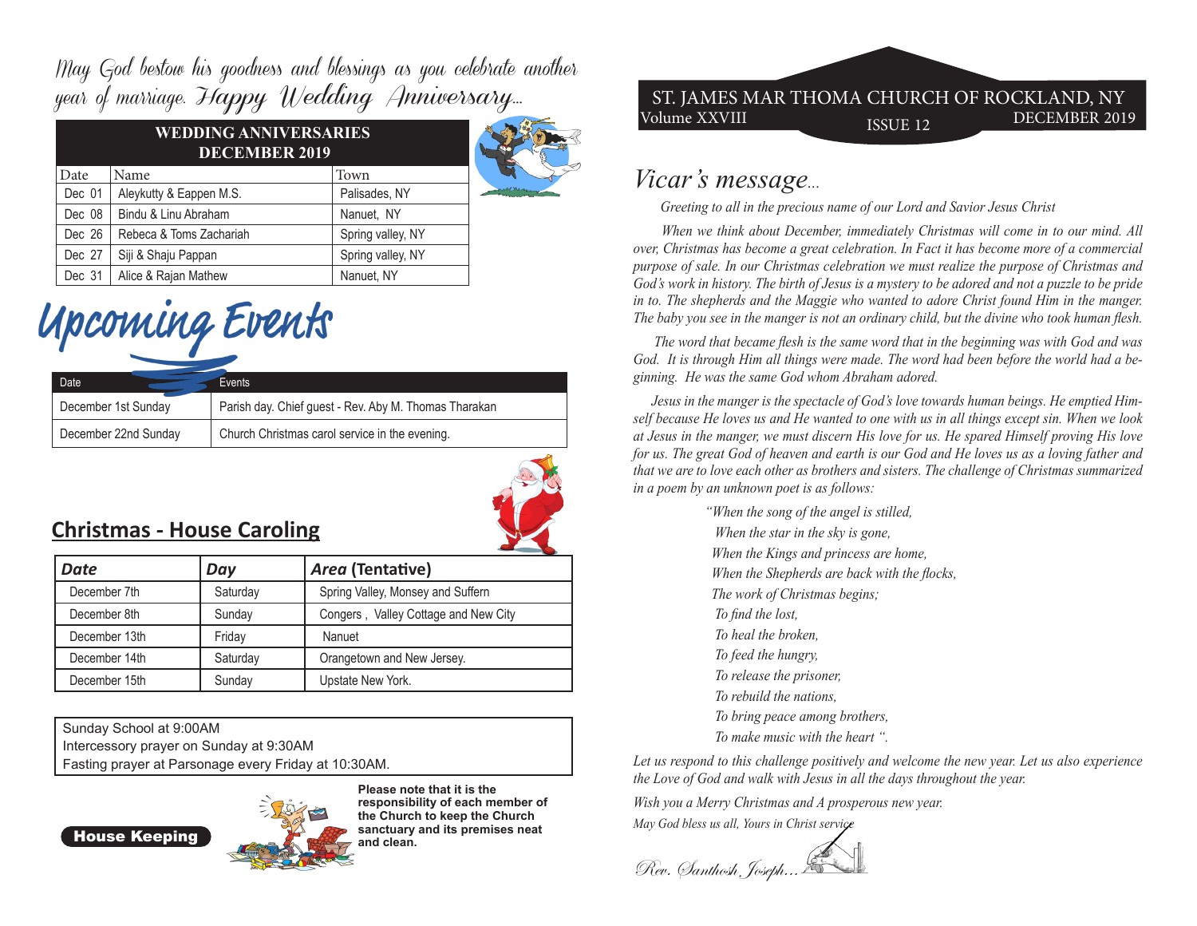*May God bestow his goodness and blessings as you celebrate another year of marriage. Happy Wedding Anniversary...*

## WEDDING ANNIVERSARIES DECEMBER 2019

| Date | Name | Town |
|---|---|---|
| Dec 01 | Aleykutty & Eappen M.S. | Palisades, NY |
| Dec 08 | Bindu & Linu Abraham | Nanuet, NY |
| Dec 26 | Rebeca & Toms Zachariah | Spring valley, NY |
| Dec 27 | Siji & Shaju Pappan | Spring valley, NY |
| Dec 31 | Alice & Rajan Mathew | Nanuet, NY |

# Upcoming Events

| Date | Events |
|---|---|
| December 1st Sunday | Parish day. Chief guest - Rev. Aby M. Thomas Tharakan |
| December 22nd Sunday | Church Christmas carol service in the evening. |

## Christmas - House Caroling

| Date | Day | Area (Tentative) |
|---|---|---|
| December 7th | Saturday | Spring Valley, Monsey and Suffern |
| December 8th | Sunday | Congers , Valley Cottage and New City |
| December 13th | Friday | Nanuet |
| December 14th | Saturday | Orangetown and New Jersey. |
| December 15th | Sunday | Upstate New York. |

Sunday School at 9:00AM
Intercessory prayer on Sunday at 9:30AM
Fasting prayer at Parsonage every Friday at 10:30AM.

**House Keeping**

**Please note that it is the responsibility of each member of the Church to keep the Church sanctuary and its premises neat and clean.**

# ST. JAMES MAR THOMA CHURCH OF ROCKLAND, NY

Volume XXVIII ISSUE 12 DECEMBER 2019

## *Vicar's message...*

*Greeting to all in the precious name of our Lord and Savior Jesus Christ*

*When we think about December, immediately Christmas will come in to our mind. All over, Christmas has become a great celebration. In Fact it has become more of a commercial purpose of sale. In our Christmas celebration we must realize the purpose of Christmas and God's work in history. The birth of Jesus is a mystery to be adored and not a puzzle to be pride in to. The shepherds and the Maggie who wanted to adore Christ found Him in the manger. The baby you see in the manger is not an ordinary child, but the divine who took human flesh.*

*The word that became flesh is the same word that in the beginning was with God and was God. It is through Him all things were made. The word had been before the world had a beginning. He was the same God whom Abraham adored.*

*Jesus in the manger is the spectacle of God's love towards human beings. He emptied Himself because He loves us and He wanted to one with us in all things except sin. When we look at Jesus in the manger, we must discern His love for us. He spared Himself proving His love for us. The great God of heaven and earth is our God and He loves us as a loving father and that we are to love each other as brothers and sisters. The challenge of Christmas summarized in a poem by an unknown poet is as follows:*

*"When the song of the angel is stilled,*
*When the star in the sky is gone,*
*When the Kings and princess are home,*
*When the Shepherds are back with the flocks,*
*The work of Christmas begins;*
*To find the lost,*
*To heal the broken,*
*To feed the hungry,*
*To release the prisoner,*
*To rebuild the nations,*
*To bring peace among brothers,*
*To make music with the heart ".*

*Let us respond to this challenge positively and welcome the new year. Let us also experience the Love of God and walk with Jesus in all the days throughout the year.*

*Wish you a Merry Christmas and A prosperous new year.*

*May God bless us all, Yours in Christ service*

*Rev. Santhosh Joseph...*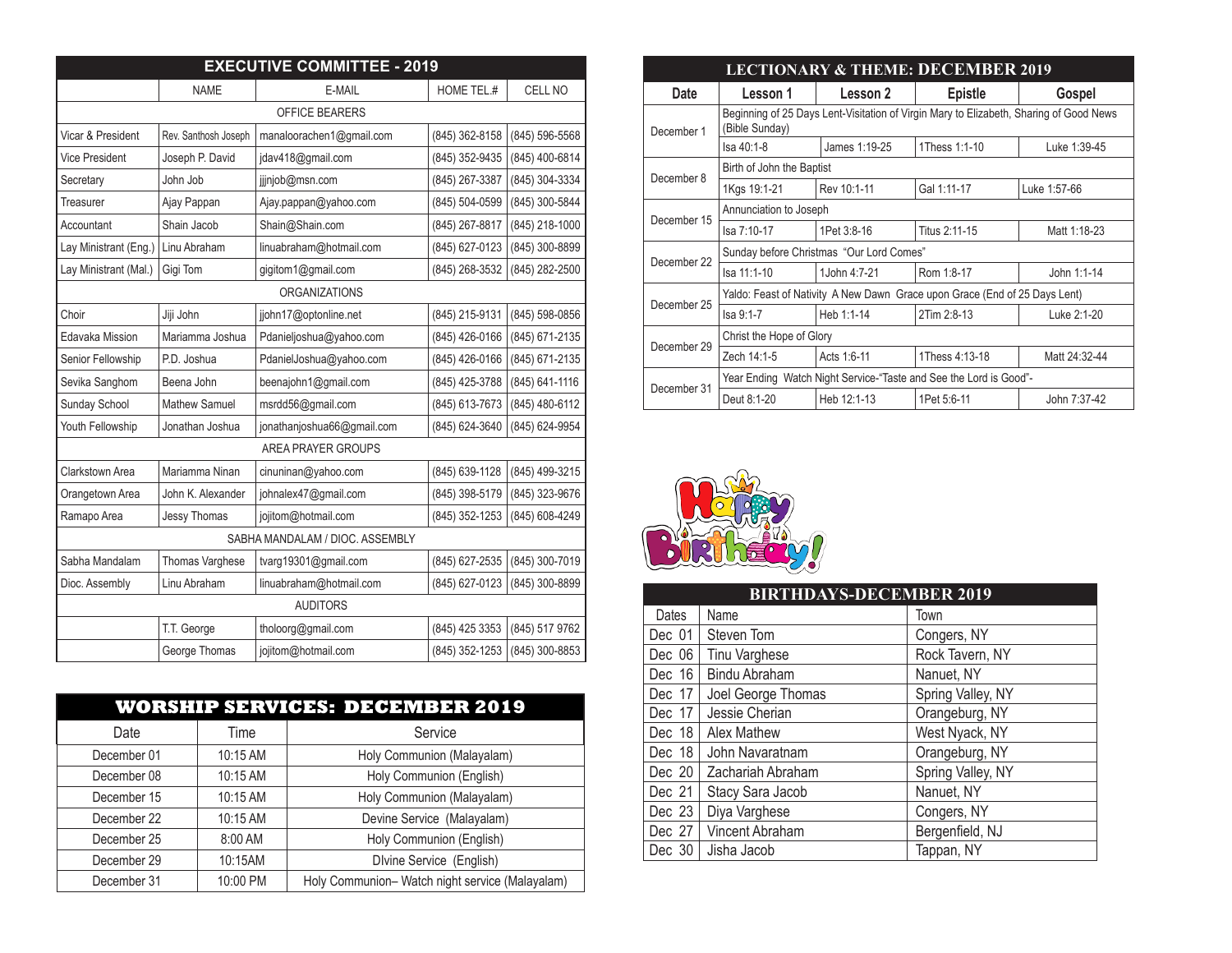## EXECUTIVE COMMITTEE - 2019

| | NAME | E-MAIL | HOME TEL.# | CELL NO |
|---|---|---|---|---|
| OFFICE BEARERS | | | | |
| Vicar & President | Rev. Santhosh Joseph | manaloorachen1@gmail.com | (845) 362-8158 | (845) 596-5568 |
| Vice President | Joseph P. David | jdav418@gmail.com | (845) 352-9435 | (845) 400-6814 |
| Secretary | John Job | jjjnjob@msn.com | (845) 267-3387 | (845) 304-3334 |
| Treasurer | Ajay Pappan | Ajay.pappan@yahoo.com | (845) 504-0599 | (845) 300-5844 |
| Accountant | Shain Jacob | Shain@Shain.com | (845) 267-8817 | (845) 218-1000 |
| Lay Ministrant (Eng.) | Linu Abraham | linuabraham@hotmail.com | (845) 627-0123 | (845) 300-8899 |
| Lay Ministrant (Mal.) | Gigi Tom | gigitom1@gmail.com | (845) 268-3532 | (845) 282-2500 |
| ORGANIZATIONS | | | | |
| Choir | Jiji John | jjohn17@optonline.net | (845) 215-9131 | (845) 598-0856 |
| Edavaka Mission | Mariamma Joshua | Pdanieljoshua@yahoo.com | (845) 426-0166 | (845) 671-2135 |
| Senior Fellowship | P.D. Joshua | PdanielJoshua@yahoo.com | (845) 426-0166 | (845) 671-2135 |
| Sevika Sanghom | Beena John | beenajohn1@gmail.com | (845) 425-3788 | (845) 641-1116 |
| Sunday School | Mathew Samuel | msrdd56@gmail.com | (845) 613-7673 | (845) 480-6112 |
| Youth Fellowship | Jonathan Joshua | jonathanjoshua66@gmail.com | (845) 624-3640 | (845) 624-9954 |
| AREA PRAYER GROUPS | | | | |
| Clarkstown Area | Mariamma Ninan | cinuninan@yahoo.com | (845) 639-1128 | (845) 499-3215 |
| Orangetown Area | John K. Alexander | johnalex47@gmail.com | (845) 398-5179 | (845) 323-9676 |
| Ramapo Area | Jessy Thomas | jojitom@hotmail.com | (845) 352-1253 | (845) 608-4249 |
| SABHA MANDALAM / DIOC. ASSEMBLY | | | | |
| Sabha Mandalam | Thomas Varghese | tvarg19301@gmail.com | (845) 627-2535 | (845) 300-7019 |
| Dioc. Assembly | Linu Abraham | linuabraham@hotmail.com | (845) 627-0123 | (845) 300-8899 |
| AUDITORS | | | | |
| | T.T. George | tholoorg@gmail.com | (845) 425 3353 | (845) 517 9762 |
| | George Thomas | jojitom@hotmail.com | (845) 352-1253 | (845) 300-8853 |

## WORSHIP SERVICES: DECEMBER 2019

| Date | Time | Service |
|---|---|---|
| December 01 | 10:15 AM | Holy Communion (Malayalam) |
| December 08 | 10:15 AM | Holy Communion (English) |
| December 15 | 10:15 AM | Holy Communion (Malayalam) |
| December 22 | 10:15 AM | Devine Service (Malayalam) |
| December 25 | 8:00 AM | Holy Communion (English) |
| December 29 | 10:15AM | DIvine Service (English) |
| December 31 | 10:00 PM | Holy Communion– Watch night service (Malayalam) |

## LECTIONARY & THEME: DECEMBER 2019

| Date | Lesson 1 | Lesson 2 | Epistle | Gospel |
|---|---|---|---|---|
| December 1 | Beginning of 25 Days Lent-Visitation of Virgin Mary to Elizabeth, Sharing of Good News (Bible Sunday) | | | |
| | Isa 40:1-8 | James 1:19-25 | 1Thess 1:1-10 | Luke 1:39-45 |
| December 8 | Birth of John the Baptist | | | |
| | 1Kgs 19:1-21 | Rev 10:1-11 | Gal 1:11-17 | Luke 1:57-66 |
| December 15 | Annunciation to Joseph | | | |
| | Isa 7:10-17 | 1Pet 3:8-16 | Titus 2:11-15 | Matt 1:18-23 |
| December 22 | Sunday before Christmas "Our Lord Comes" | | | |
| | Isa 11:1-10 | 1John 4:7-21 | Rom 1:8-17 | John 1:1-14 |
| December 25 | Yaldo: Feast of Nativity A New Dawn Grace upon Grace (End of 25 Days Lent) | | | |
| | Isa 9:1-7 | Heb 1:1-14 | 2Tim 2:8-13 | Luke 2:1-20 |
| December 29 | Christ the Hope of Glory | | | |
| | Zech 14:1-5 | Acts 1:6-11 | 1Thess 4:13-18 | Matt 24:32-44 |
| December 31 | Year Ending Watch Night Service-"Taste and See the Lord is Good"- | | | |
| | Deut 8:1-20 | Heb 12:1-13 | 1Pet 5:6-11 | John 7:37-42 |

Happy Birthday!

## BIRTHDAYS-DECEMBER 2019

| Dates | Name | Town |
|---|---|---|
| Dec 01 | Steven Tom | Congers, NY |
| Dec 06 | Tinu Varghese | Rock Tavern, NY |
| Dec 16 | Bindu Abraham | Nanuet, NY |
| Dec 17 | Joel George Thomas | Spring Valley, NY |
| Dec 17 | Jessie Cherian | Orangeburg, NY |
| Dec 18 | Alex Mathew | West Nyack, NY |
| Dec 18 | John Navaratnam | Orangeburg, NY |
| Dec 20 | Zachariah Abraham | Spring Valley, NY |
| Dec 21 | Stacy Sara Jacob | Nanuet, NY |
| Dec 23 | Diya Varghese | Congers, NY |
| Dec 27 | Vincent Abraham | Bergenfield, NJ |
| Dec 30 | Jisha Jacob | Tappan, NY |